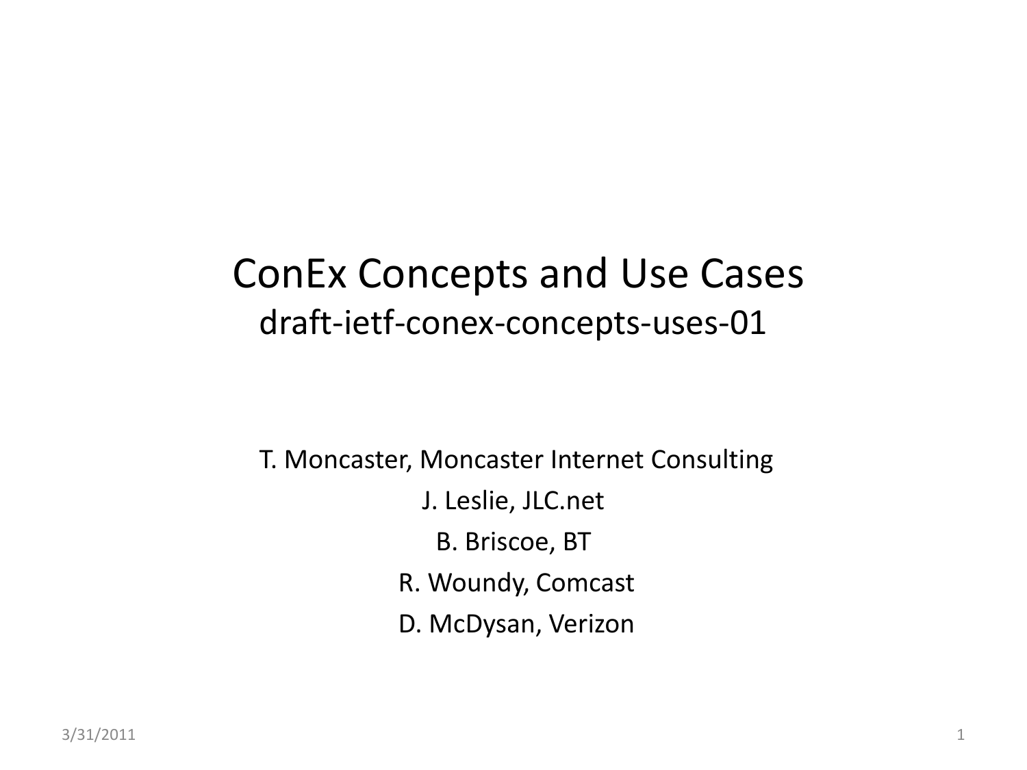# ConEx Concepts and Use Cases

## draft-ietf-conex-concepts-uses-01

T. Moncaster, Moncaster Internet Consulting

J. Leslie, JLC.net

B. Briscoe, BT

R. Woundy, Comcast

D. McDysan, Verizon

3/31/2011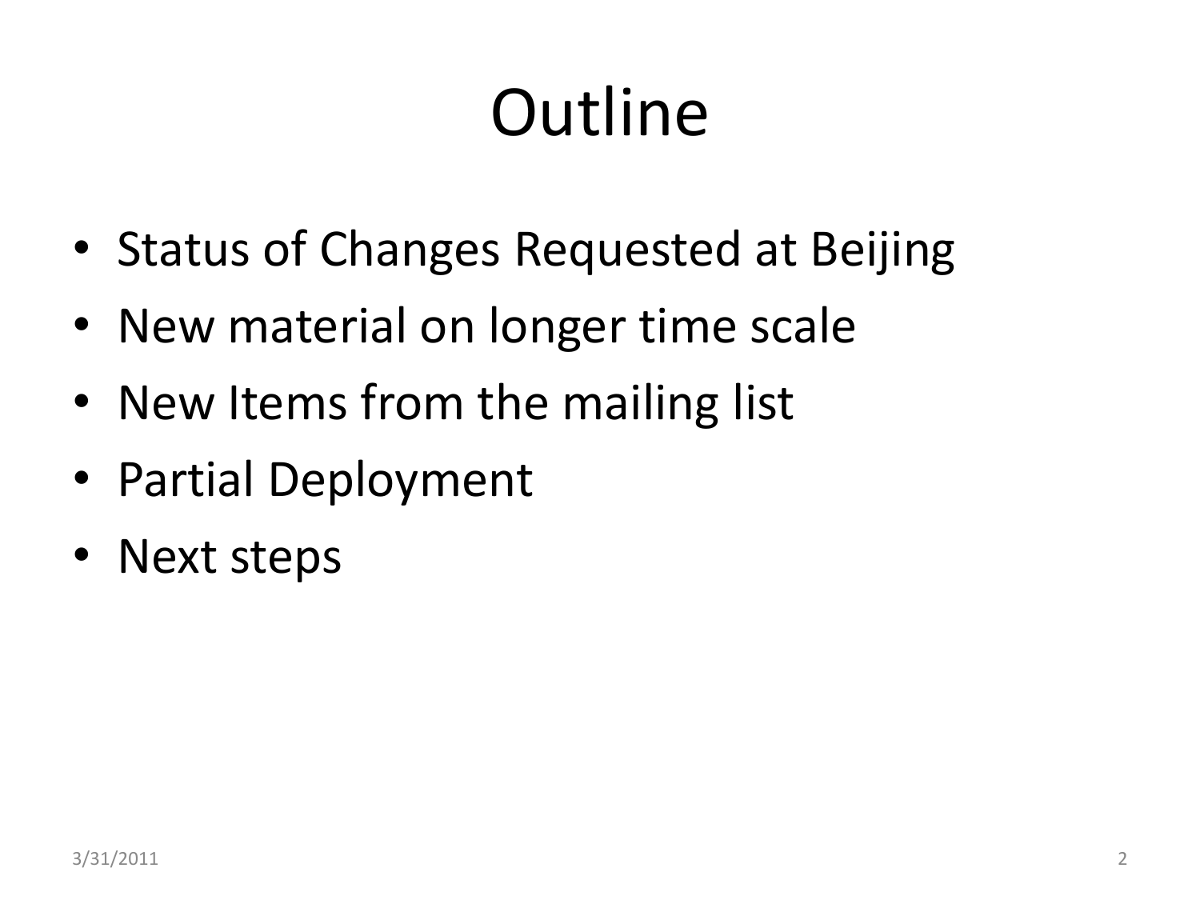# Outline

- Status of Changes Requested at Beijing
- New material on longer time scale
- New Items from the mailing list
- Partial Deployment
- Next steps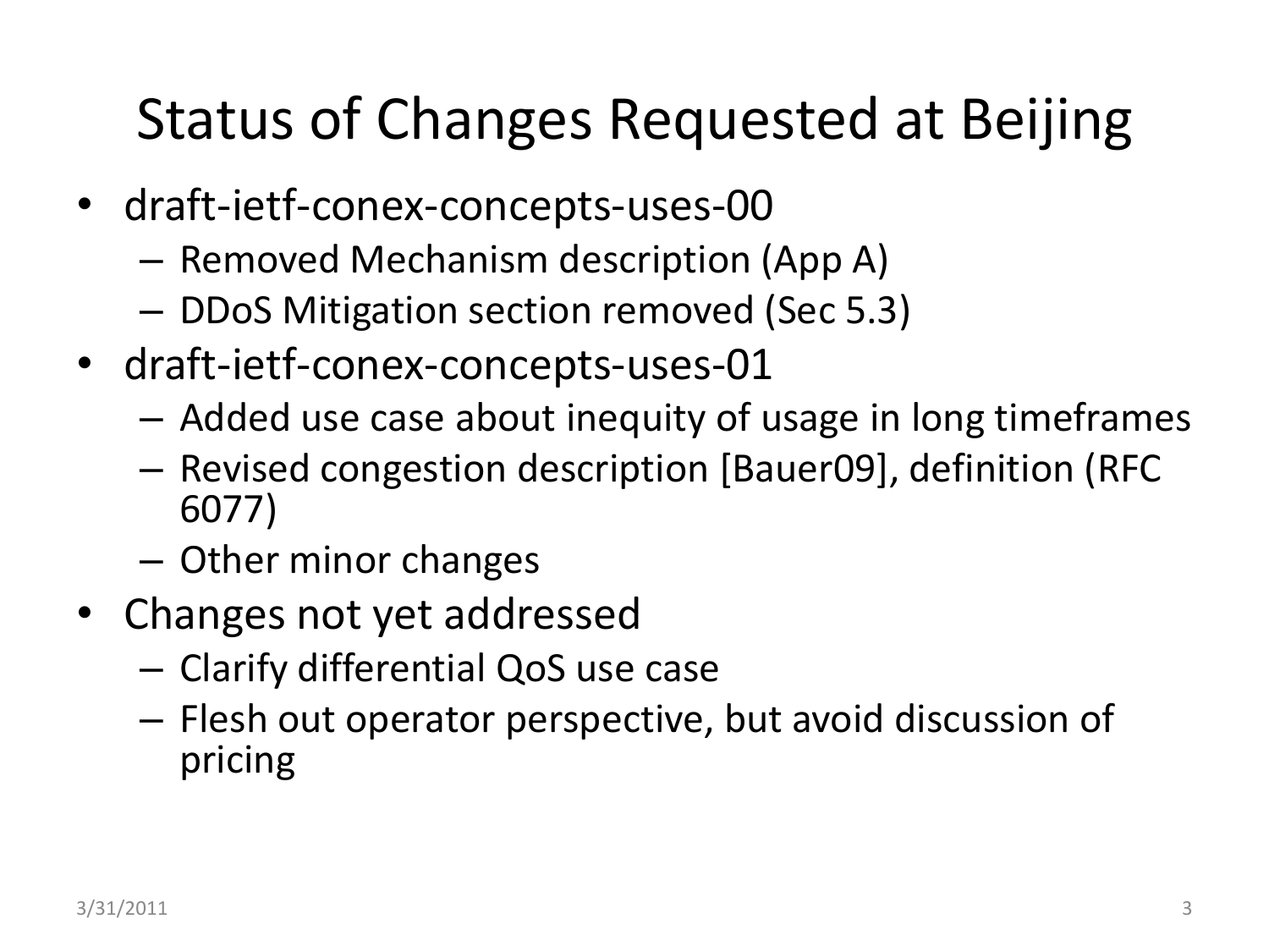# Status of Changes Requested at Beijing

- draft-ietf-conex-concepts-uses-00
  - Removed Mechanism description (App A)
  - DDoS Mitigation section removed (Sec 5.3)
- draft-ietf-conex-concepts-uses-01
  - Added use case about inequity of usage in long timeframes
  - Revised congestion description [Bauer09], definition (RFC 6077)
  - Other minor changes
- Changes not yet addressed
  - Clarify differential QoS use case
  - Flesh out operator perspective, but avoid discussion of pricing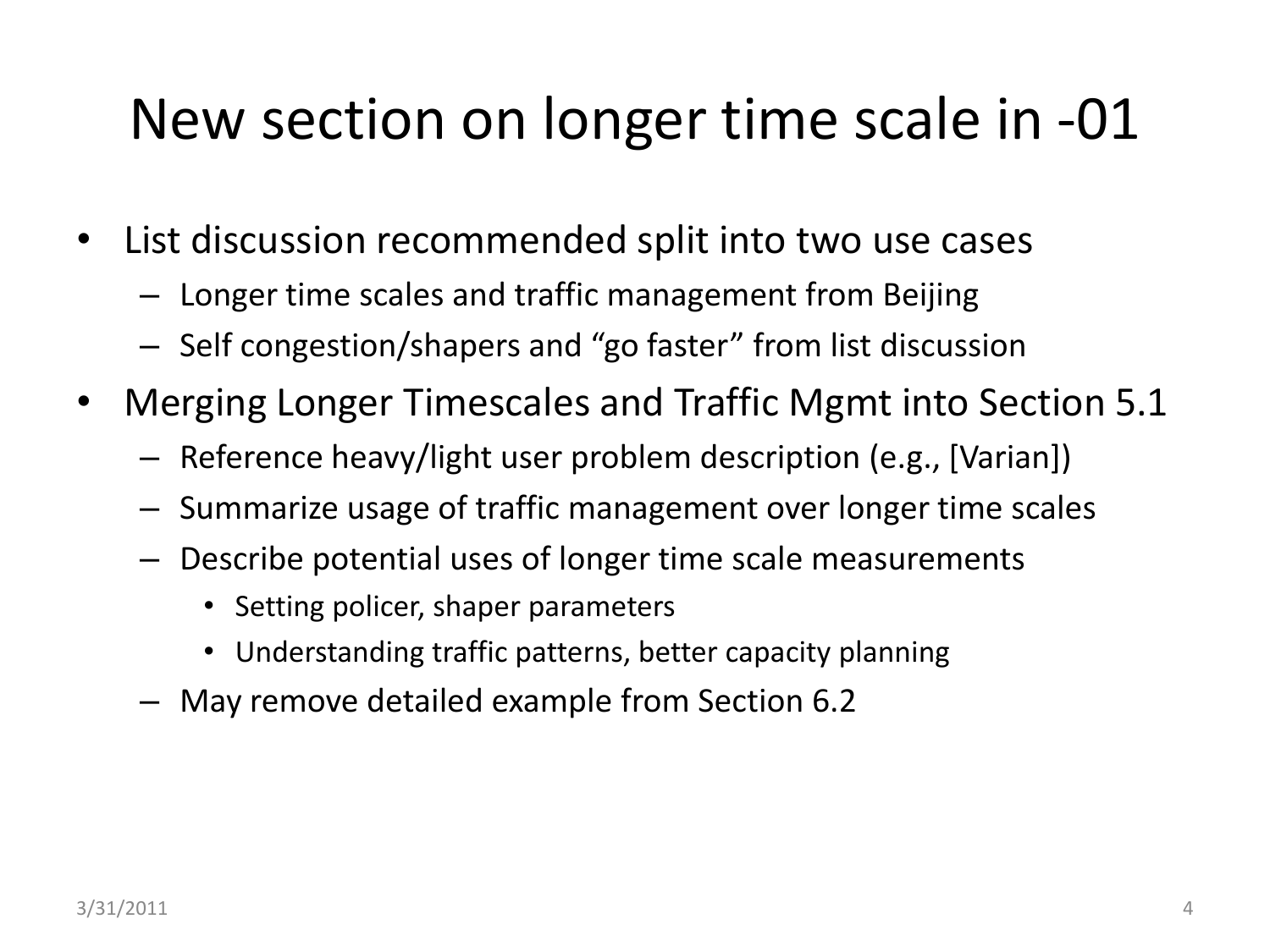# New section on longer time scale in -01

- List discussion recommended split into two use cases
  - Longer time scales and traffic management from Beijing
  - Self congestion/shapers and "go faster" from list discussion
- Merging Longer Timescales and Traffic Mgmt into Section 5.1
  - Reference heavy/light user problem description (e.g., [Varian])
  - Summarize usage of traffic management over longer time scales
  - Describe potential uses of longer time scale measurements
    - Setting policer, shaper parameters
    - Understanding traffic patterns, better capacity planning
  - May remove detailed example from Section 6.2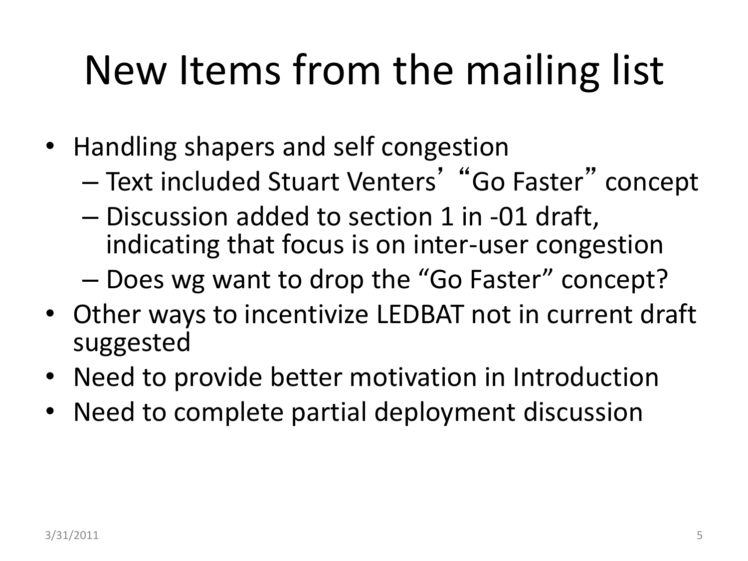# New Items from the mailing list

- Handling shapers and self congestion
  - Text included Stuart Venters' "Go Faster" concept
  - Discussion added to section 1 in -01 draft, indicating that focus is on inter-user congestion
  - Does wg want to drop the "Go Faster" concept?
- Other ways to incentivize LEDBAT not in current draft suggested
- Need to provide better motivation in Introduction
- Need to complete partial deployment discussion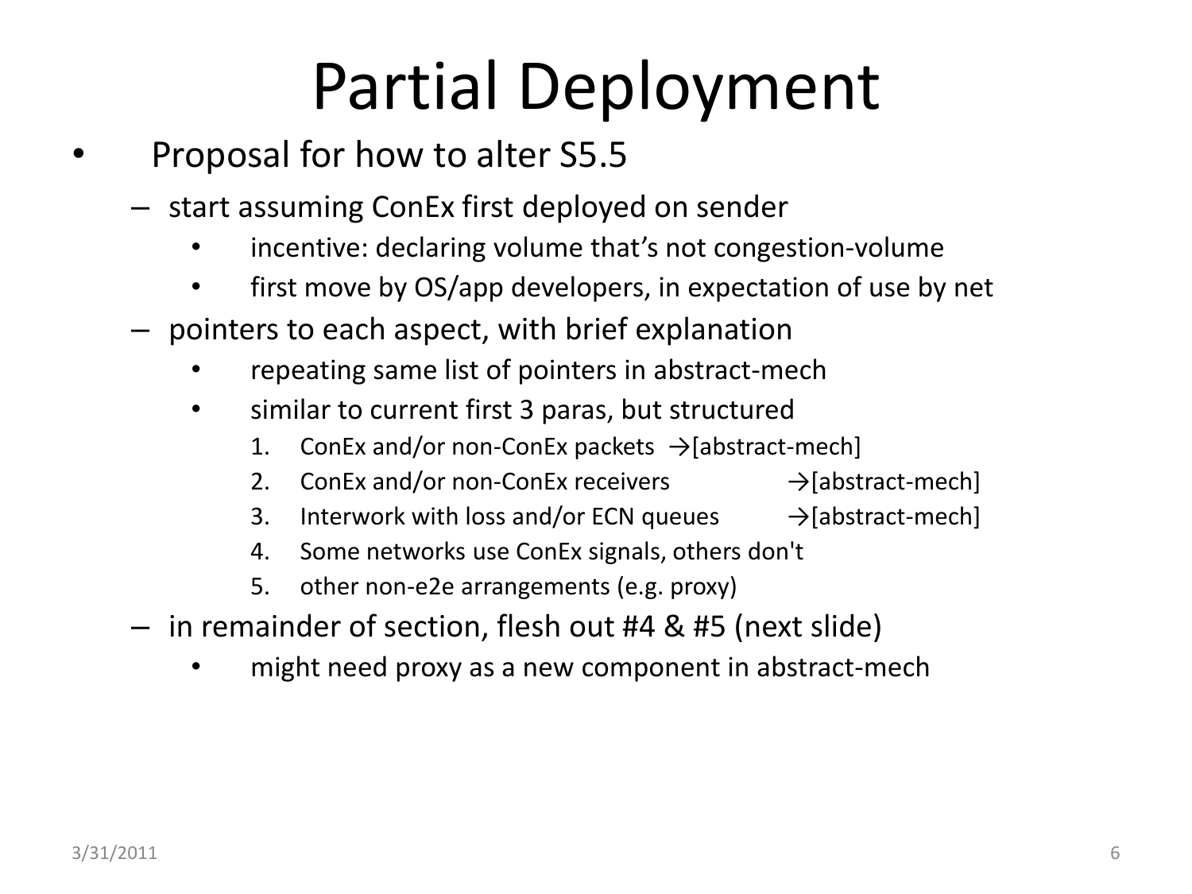# Partial Deployment

- Proposal for how to alter S5.5
  - start assuming ConEx first deployed on sender
    - incentive: declaring volume that's not congestion-volume
    - first move by OS/app developers, in expectation of use by net
  - pointers to each aspect, with brief explanation
    - repeating same list of pointers in abstract-mech
    - similar to current first 3 paras, but structured
      1. ConEx and/or non-ConEx packets →[abstract-mech]
      2. ConEx and/or non-ConEx receivers →[abstract-mech]
      3. Interwork with loss and/or ECN queues →[abstract-mech]
      4. Some networks use ConEx signals, others don't
      5. other non-e2e arrangements (e.g. proxy)
  - in remainder of section, flesh out #4 & #5 (next slide)
    - might need proxy as a new component in abstract-mech

3/31/2011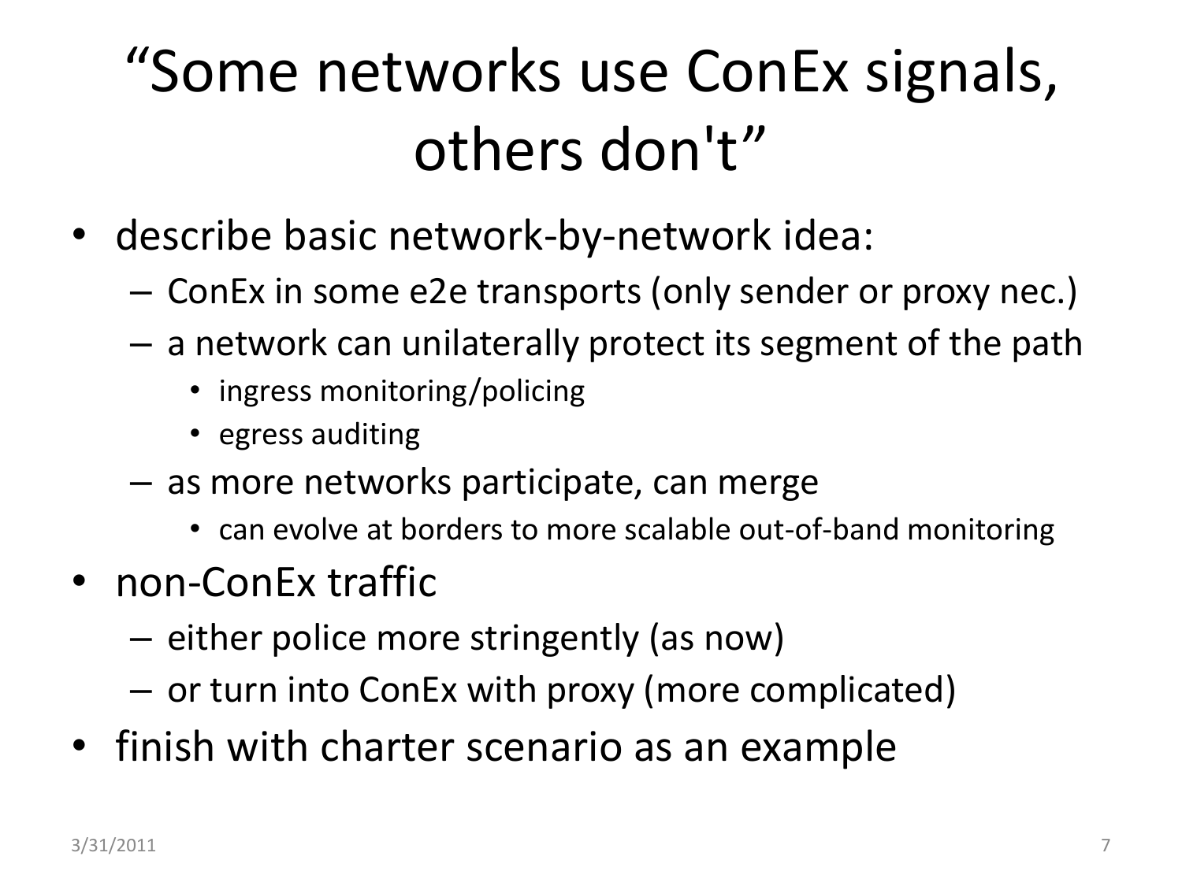# “Some networks use ConEx signals, others don't”

- describe basic network-by-network idea:
  - ConEx in some e2e transports (only sender or proxy nec.)
  - a network can unilaterally protect its segment of the path
    - ingress monitoring/policing
    - egress auditing
  - as more networks participate, can merge
    - can evolve at borders to more scalable out-of-band monitoring
- non-ConEx traffic
  - either police more stringently (as now)
  - or turn into ConEx with proxy (more complicated)
- finish with charter scenario as an example

3/31/2011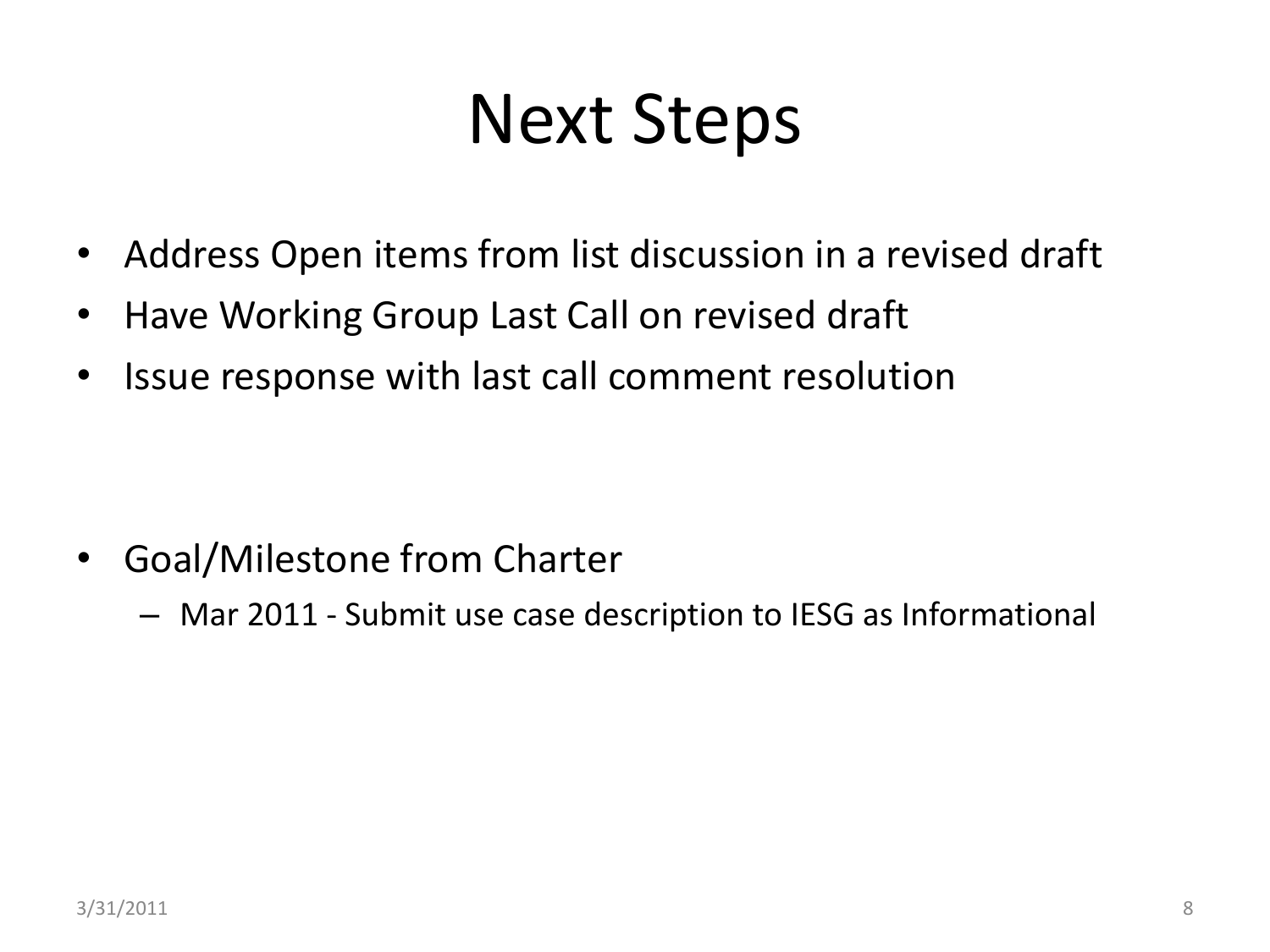# Next Steps

- Address Open items from list discussion in a revised draft
- Have Working Group Last Call on revised draft
- Issue response with last call comment resolution

- Goal/Milestone from Charter
  - Mar 2011 - Submit use case description to IESG as Informational